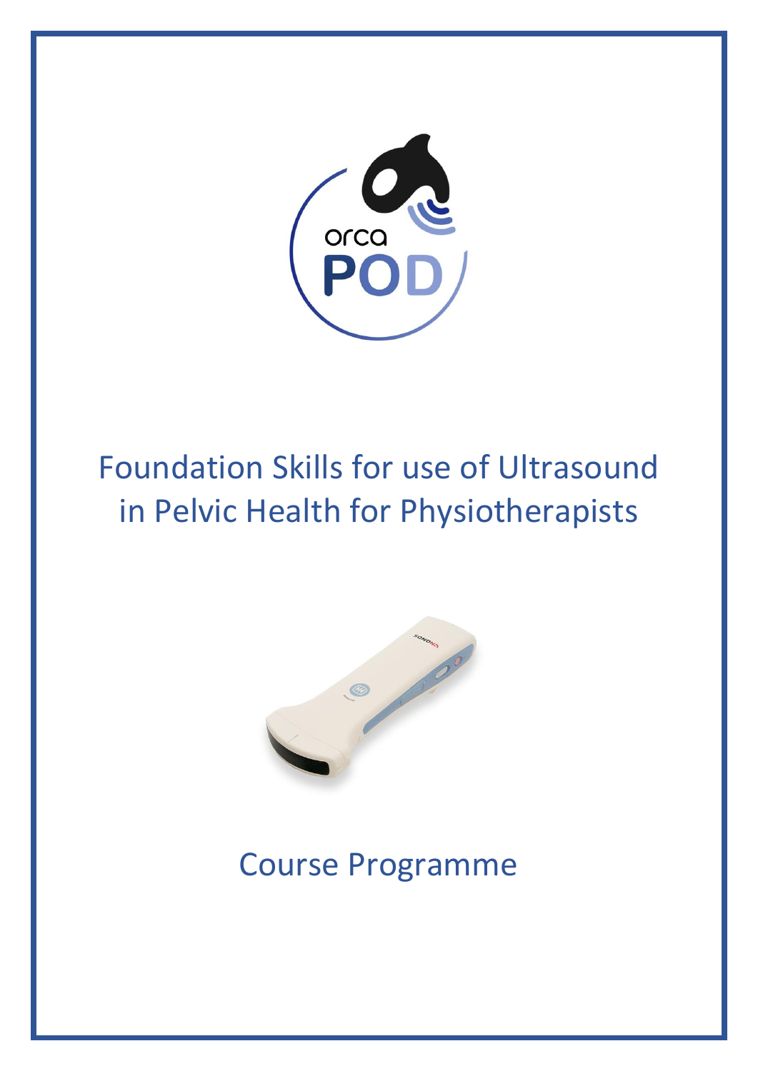orca POD

# Foundation Skills for use of Ultrasound in Pelvic Health for Physiotherapists

## Course Programme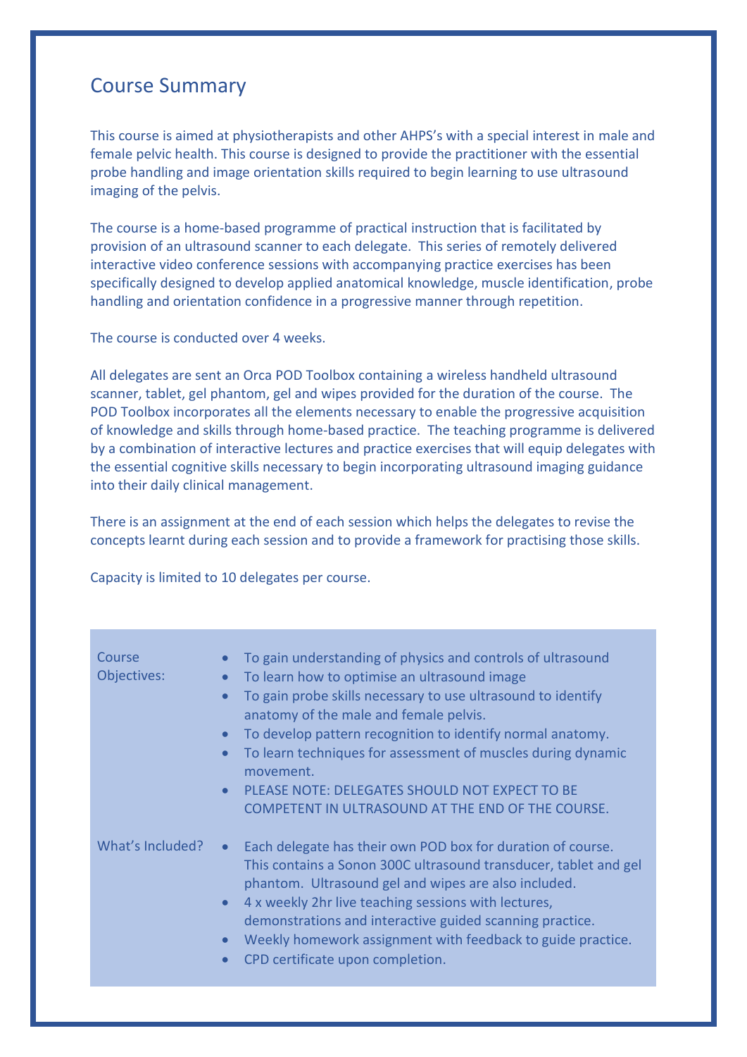## Course Summary

This course is aimed at physiotherapists and other AHPS's with a special interest in male and female pelvic health. This course is designed to provide the practitioner with the essential probe handling and image orientation skills required to begin learning to use ultrasound imaging of the pelvis.

The course is a home-based programme of practical instruction that is facilitated by provision of an ultrasound scanner to each delegate. This series of remotely delivered interactive video conference sessions with accompanying practice exercises has been specifically designed to develop applied anatomical knowledge, muscle identification, probe handling and orientation confidence in a progressive manner through repetition.

The course is conducted over 4 weeks.

All delegates are sent an Orca POD Toolbox containing a wireless handheld ultrasound scanner, tablet, gel phantom, gel and wipes provided for the duration of the course. The POD Toolbox incorporates all the elements necessary to enable the progressive acquisition of knowledge and skills through home-based practice. The teaching programme is delivered by a combination of interactive lectures and practice exercises that will equip delegates with the essential cognitive skills necessary to begin incorporating ultrasound imaging guidance into their daily clinical management.

There is an assignment at the end of each session which helps the delegates to revise the concepts learnt during each session and to provide a framework for practising those skills.

Capacity is limited to 10 delegates per course.

| | |
|---|---|
| Course Objectives: | • To gain understanding of physics and controls of ultrasound<br>• To learn how to optimise an ultrasound image<br>• To gain probe skills necessary to use ultrasound to identify anatomy of the male and female pelvis.<br>• To develop pattern recognition to identify normal anatomy.<br>• To learn techniques for assessment of muscles during dynamic movement.<br>• PLEASE NOTE: DELEGATES SHOULD NOT EXPECT TO BE COMPETENT IN ULTRASOUND AT THE END OF THE COURSE. |
| What's Included? | • Each delegate has their own POD box for duration of course. This contains a Sonon 300C ultrasound transducer, tablet and gel phantom. Ultrasound gel and wipes are also included.<br>• 4 x weekly 2hr live teaching sessions with lectures, demonstrations and interactive guided scanning practice.<br>• Weekly homework assignment with feedback to guide practice.<br>• CPD certificate upon completion. |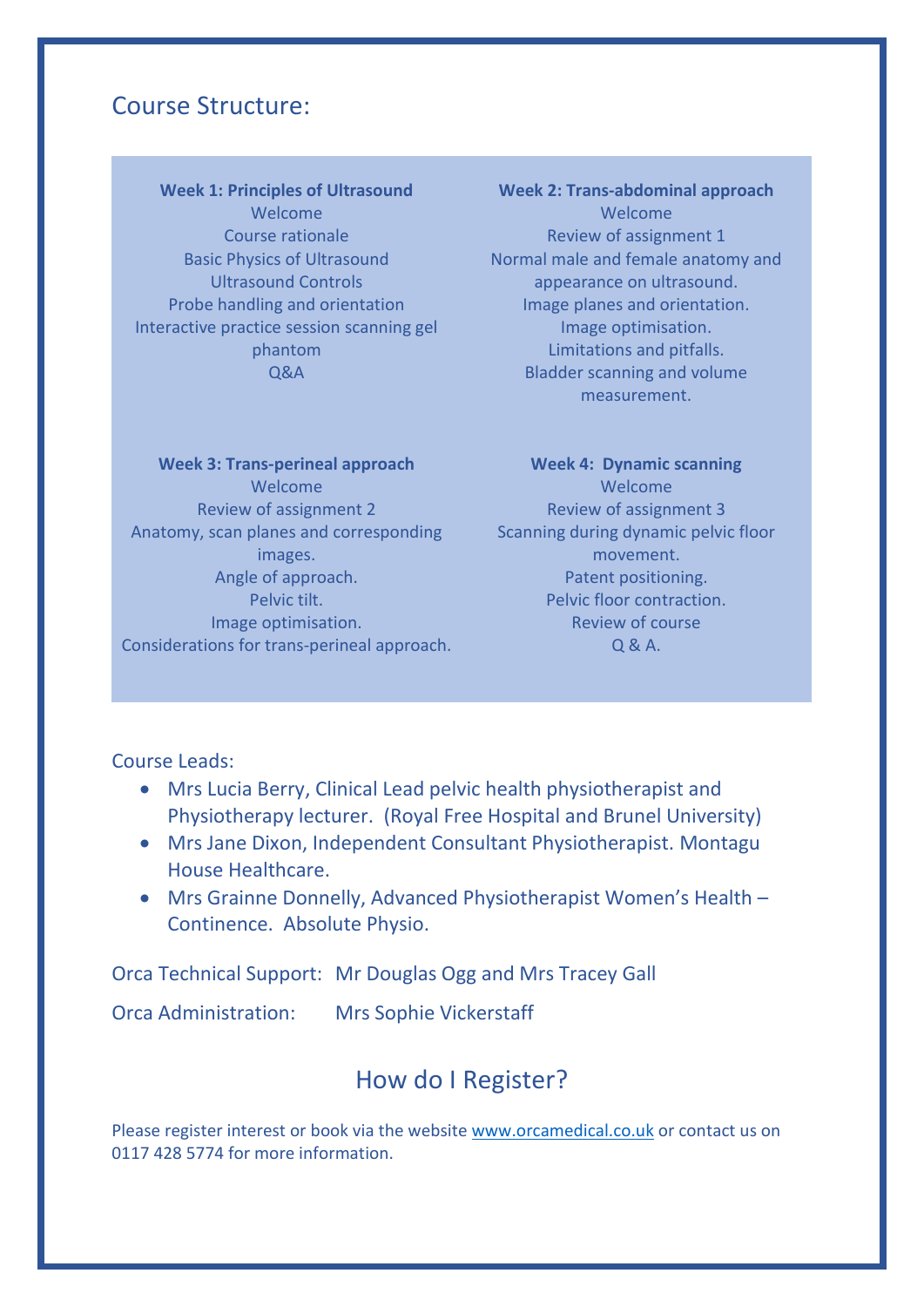## Course Structure:

**Week 1: Principles of Ultrasound**
Welcome
Course rationale
Basic Physics of Ultrasound
Ultrasound Controls
Probe handling and orientation
Interactive practice session scanning gel phantom
Q&A

**Week 2: Trans-abdominal approach**
Welcome
Review of assignment 1
Normal male and female anatomy and appearance on ultrasound.
Image planes and orientation.
Image optimisation.
Limitations and pitfalls.
Bladder scanning and volume measurement.

**Week 3: Trans-perineal approach**
Welcome
Review of assignment 2
Anatomy, scan planes and corresponding images.
Angle of approach.
Pelvic tilt.
Image optimisation.
Considerations for trans-perineal approach.

**Week 4: Dynamic scanning**
Welcome
Review of assignment 3
Scanning during dynamic pelvic floor movement.
Patent positioning.
Pelvic floor contraction.
Review of course
Q & A.

Course Leads:

- Mrs Lucia Berry, Clinical Lead pelvic health physiotherapist and Physiotherapy lecturer. (Royal Free Hospital and Brunel University)
- Mrs Jane Dixon, Independent Consultant Physiotherapist. Montagu House Healthcare.
- Mrs Grainne Donnelly, Advanced Physiotherapist Women's Health – Continence. Absolute Physio.

Orca Technical Support: Mr Douglas Ogg and Mrs Tracey Gall

Orca Administration: Mrs Sophie Vickerstaff

## How do I Register?

Please register interest or book via the website www.orcamedical.co.uk or contact us on 0117 428 5774 for more information.